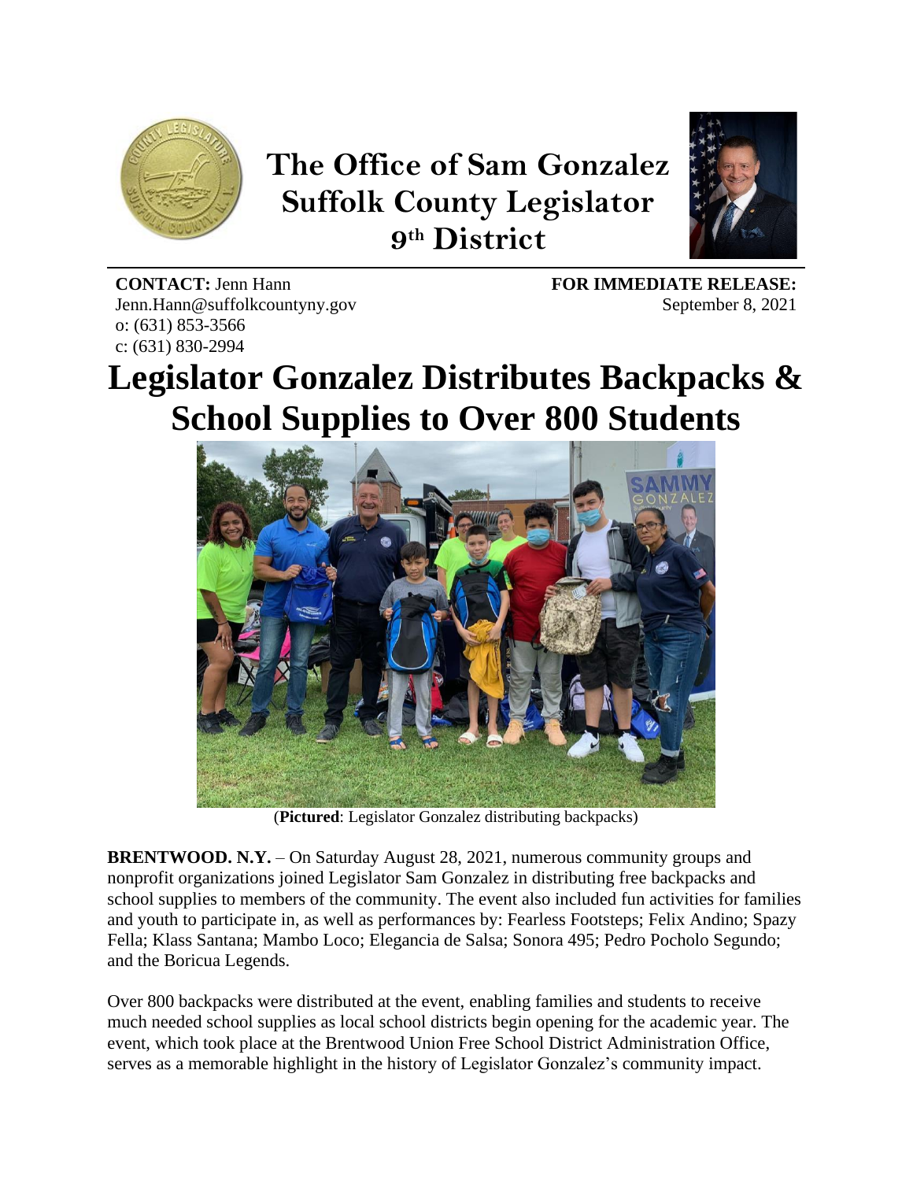# The Office of Sam Gonzalez Suffolk County Legislator 9th District

**CONTACT:** Jenn Hann
Jenn.Hann@suffolkcountyny.gov
o: (631) 853-3566
c: (631) 830-2994

**FOR IMMEDIATE RELEASE:**
September 8, 2021

# Legislator Gonzalez Distributes Backpacks & School Supplies to Over 800 Students

(**Pictured**: Legislator Gonzalez distributing backpacks)

**BRENTWOOD. N.Y.** – On Saturday August 28, 2021, numerous community groups and nonprofit organizations joined Legislator Sam Gonzalez in distributing free backpacks and school supplies to members of the community. The event also included fun activities for families and youth to participate in, as well as performances by: Fearless Footsteps; Felix Andino; Spazy Fella; Klass Santana; Mambo Loco; Elegancia de Salsa; Sonora 495; Pedro Pocholo Segundo; and the Boricua Legends.

Over 800 backpacks were distributed at the event, enabling families and students to receive much needed school supplies as local school districts begin opening for the academic year. The event, which took place at the Brentwood Union Free School District Administration Office, serves as a memorable highlight in the history of Legislator Gonzalez's community impact.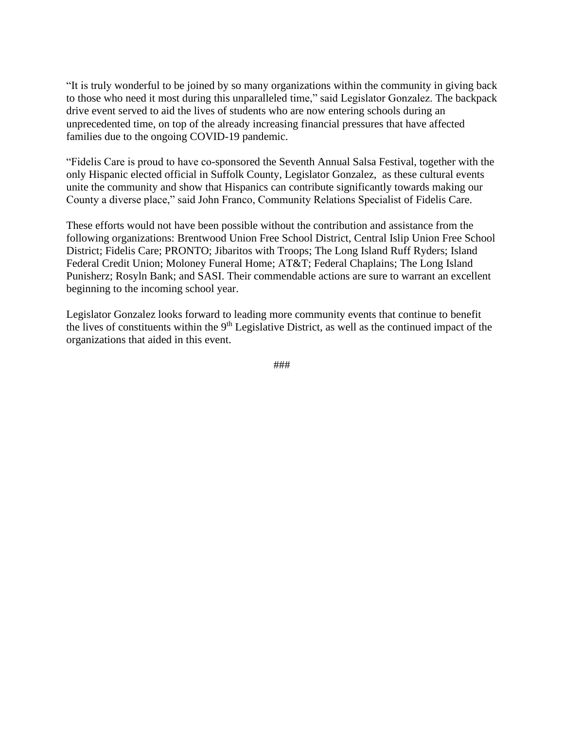"It is truly wonderful to be joined by so many organizations within the community in giving back to those who need it most during this unparalleled time," said Legislator Gonzalez. The backpack drive event served to aid the lives of students who are now entering schools during an unprecedented time, on top of the already increasing financial pressures that have affected families due to the ongoing COVID-19 pandemic.

"Fidelis Care is proud to have co-sponsored the Seventh Annual Salsa Festival, together with the only Hispanic elected official in Suffolk County, Legislator Gonzalez, as these cultural events unite the community and show that Hispanics can contribute significantly towards making our County a diverse place," said John Franco, Community Relations Specialist of Fidelis Care.

These efforts would not have been possible without the contribution and assistance from the following organizations: Brentwood Union Free School District, Central Islip Union Free School District; Fidelis Care; PRONTO; Jibaritos with Troops; The Long Island Ruff Ryders; Island Federal Credit Union; Moloney Funeral Home; AT&T; Federal Chaplains; The Long Island Punisherz; Rosyln Bank; and SASI. Their commendable actions are sure to warrant an excellent beginning to the incoming school year.

Legislator Gonzalez looks forward to leading more community events that continue to benefit the lives of constituents within the 9th Legislative District, as well as the continued impact of the organizations that aided in this event.

###